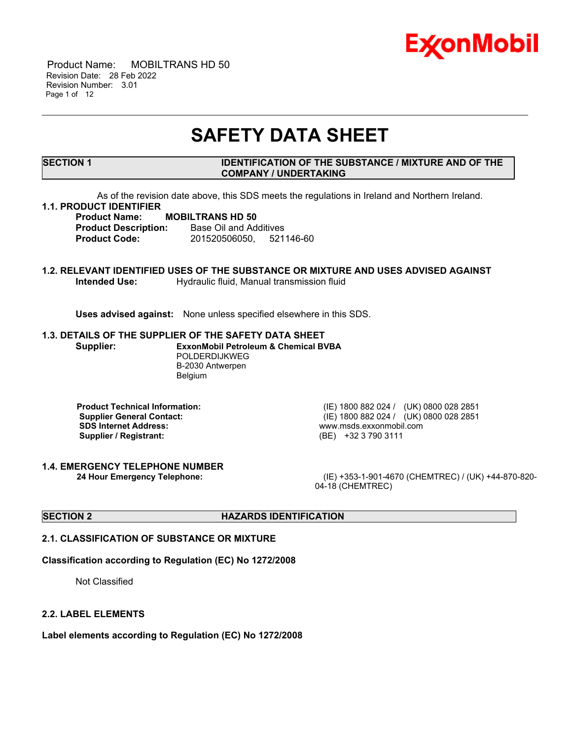# SAFETY DATA SHEET

## SECTION 1 IDENTIFICATION OF THE SUBSTANCE / MIXTURE AND OF THE COMPANY / UNDERTAKING

As of the revision date above, this SDS meets the regulations in Ireland and Northern Ireland.

### 1.1. PRODUCT IDENTIFIER

**Product Name:** **MOBILTRANS HD 50**
**Product Description:** Base Oil and Additives
**Product Code:** 201520506050, 521146-60

### 1.2. RELEVANT IDENTIFIED USES OF THE SUBSTANCE OR MIXTURE AND USES ADVISED AGAINST

**Intended Use:** Hydraulic fluid, Manual transmission fluid

**Uses advised against:** None unless specified elsewhere in this SDS.

### 1.3. DETAILS OF THE SUPPLIER OF THE SAFETY DATA SHEET

**Supplier:** **ExxonMobil Petroleum & Chemical BVBA**
POLDERDIJKWEG
B-2030 Antwerpen
Belgium

**Product Technical Information:** (IE) 1800 882 024 / (UK) 0800 028 2851
**Supplier General Contact:** (IE) 1800 882 024 / (UK) 0800 028 2851
**SDS Internet Address:** www.msds.exxonmobil.com
**Supplier / Registrant:** (BE) +32 3 790 3111

### 1.4. EMERGENCY TELEPHONE NUMBER

**24 Hour Emergency Telephone:** (IE) +353-1-901-4670 (CHEMTREC) / (UK) +44-870-820-04-18 (CHEMTREC)

## SECTION 2 HAZARDS IDENTIFICATION

### 2.1. CLASSIFICATION OF SUBSTANCE OR MIXTURE

**Classification according to Regulation (EC) No 1272/2008**

Not Classified

### 2.2. LABEL ELEMENTS

**Label elements according to Regulation (EC) No 1272/2008**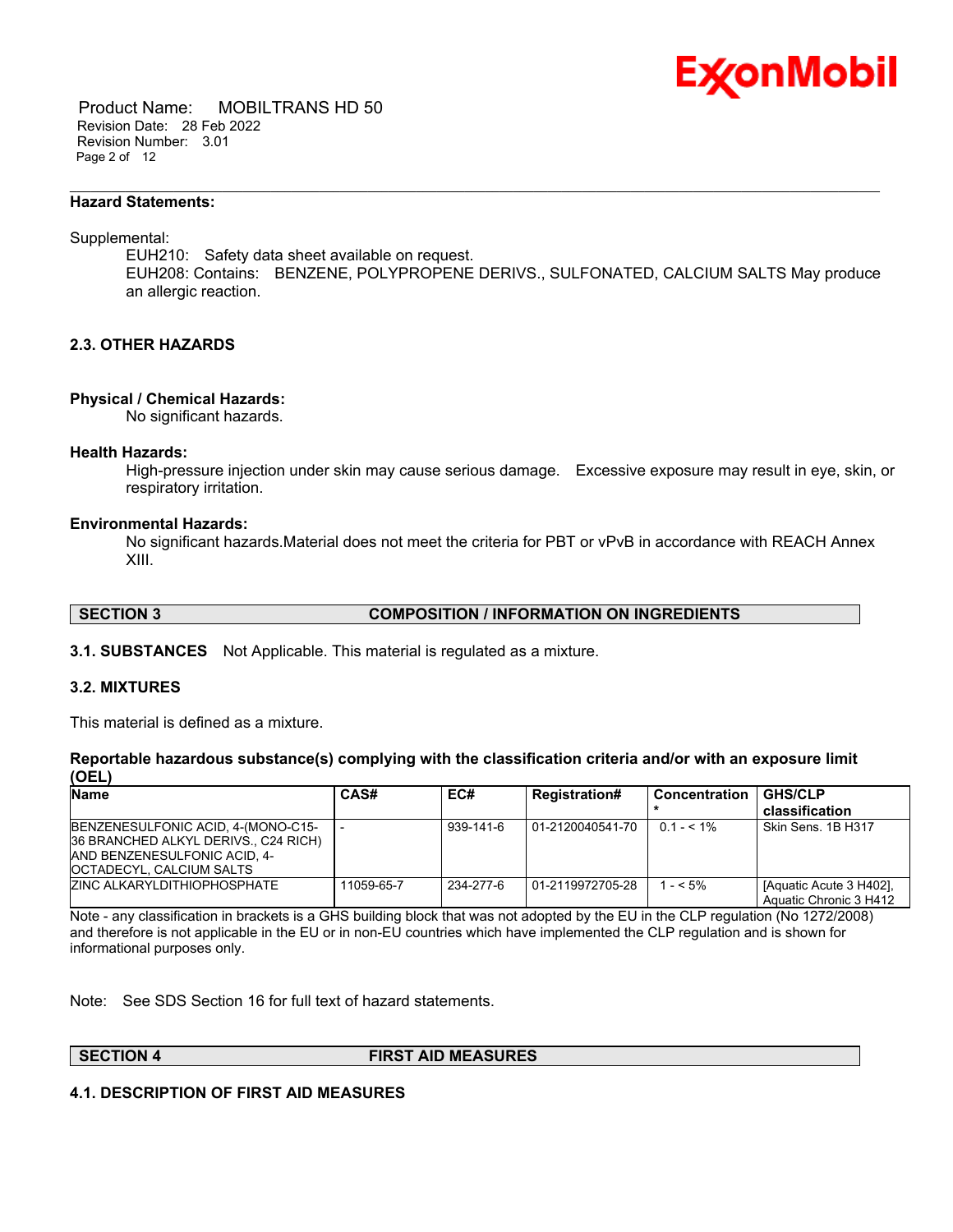**Hazard Statements:**

Supplemental:

EUH210: Safety data sheet available on request.
EUH208: Contains: BENZENE, POLYPROPENE DERIVS., SULFONATED, CALCIUM SALTS May produce an allergic reaction.

**2.3. OTHER HAZARDS**

**Physical / Chemical Hazards:**
No significant hazards.

**Health Hazards:**
High-pressure injection under skin may cause serious damage. Excessive exposure may result in eye, skin, or respiratory irritation.

**Environmental Hazards:**
No significant hazards.Material does not meet the criteria for PBT or vPvB in accordance with REACH Annex XIII.

| SECTION 3 | COMPOSITION / INFORMATION ON INGREDIENTS |
|---|---|

**3.1. SUBSTANCES** Not Applicable. This material is regulated as a mixture.

**3.2. MIXTURES**

This material is defined as a mixture.

**Reportable hazardous substance(s) complying with the classification criteria and/or with an exposure limit (OEL)**

| Name | CAS# | EC# | Registration# | Concentration * | GHS/CLP classification |
|---|---|---|---|---|---|
| BENZENESULFONIC ACID, 4-(MONO-C15-36 BRANCHED ALKYL DERIVS., C24 RICH) AND BENZENESULFONIC ACID, 4-OCTADECYL, CALCIUM SALTS | - | 939-141-6 | 01-2120040541-70 | 0.1 - < 1% | Skin Sens. 1B H317 |
| ZINC ALKARYLDITHIOPHOSPHATE | 11059-65-7 | 234-277-6 | 01-2119972705-28 | 1 - < 5% | [Aquatic Acute 3 H402], Aquatic Chronic 3 H412 |

Note - any classification in brackets is a GHS building block that was not adopted by the EU in the CLP regulation (No 1272/2008) and therefore is not applicable in the EU or in non-EU countries which have implemented the CLP regulation and is shown for informational purposes only.

Note: See SDS Section 16 for full text of hazard statements.

| SECTION 4 | FIRST AID MEASURES |
|---|---|

**4.1. DESCRIPTION OF FIRST AID MEASURES**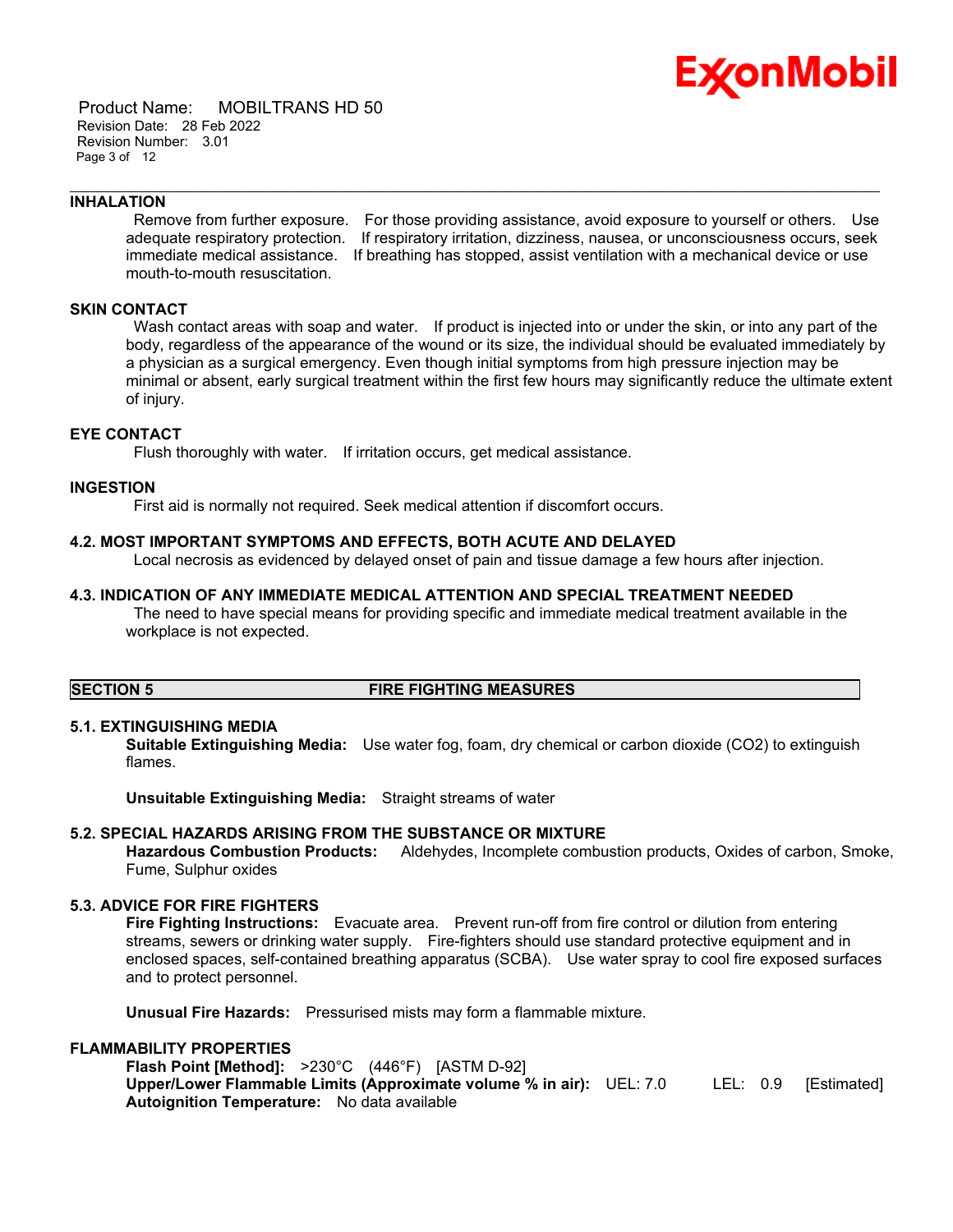### INHALATION

Remove from further exposure. For those providing assistance, avoid exposure to yourself or others. Use adequate respiratory protection. If respiratory irritation, dizziness, nausea, or unconsciousness occurs, seek immediate medical assistance. If breathing has stopped, assist ventilation with a mechanical device or use mouth-to-mouth resuscitation.

### SKIN CONTACT

Wash contact areas with soap and water. If product is injected into or under the skin, or into any part of the body, regardless of the appearance of the wound or its size, the individual should be evaluated immediately by a physician as a surgical emergency. Even though initial symptoms from high pressure injection may be minimal or absent, early surgical treatment within the first few hours may significantly reduce the ultimate extent of injury.

### EYE CONTACT

Flush thoroughly with water. If irritation occurs, get medical assistance.

### INGESTION

First aid is normally not required. Seek medical attention if discomfort occurs.

### 4.2. MOST IMPORTANT SYMPTOMS AND EFFECTS, BOTH ACUTE AND DELAYED

Local necrosis as evidenced by delayed onset of pain and tissue damage a few hours after injection.

### 4.3. INDICATION OF ANY IMMEDIATE MEDICAL ATTENTION AND SPECIAL TREATMENT NEEDED

The need to have special means for providing specific and immediate medical treatment available in the workplace is not expected.

## SECTION 5 FIRE FIGHTING MEASURES

### 5.1. EXTINGUISHING MEDIA

**Suitable Extinguishing Media:** Use water fog, foam, dry chemical or carbon dioxide ($CO_2$) to extinguish flames.

**Unsuitable Extinguishing Media:** Straight streams of water

### 5.2. SPECIAL HAZARDS ARISING FROM THE SUBSTANCE OR MIXTURE

**Hazardous Combustion Products:** Aldehydes, Incomplete combustion products, Oxides of carbon, Smoke, Fume, Sulphur oxides

### 5.3. ADVICE FOR FIRE FIGHTERS

**Fire Fighting Instructions:** Evacuate area. Prevent run-off from fire control or dilution from entering streams, sewers or drinking water supply. Fire-fighters should use standard protective equipment and in enclosed spaces, self-contained breathing apparatus (SCBA). Use water spray to cool fire exposed surfaces and to protect personnel.

**Unusual Fire Hazards:** Pressurised mists may form a flammable mixture.

### FLAMMABILITY PROPERTIES

**Flash Point [Method]:** >230°C (446°F) [ASTM D-92]
**Upper/Lower Flammable Limits (Approximate volume % in air):** UEL: 7.0 LEL: 0.9 [Estimated]
**Autoignition Temperature:** No data available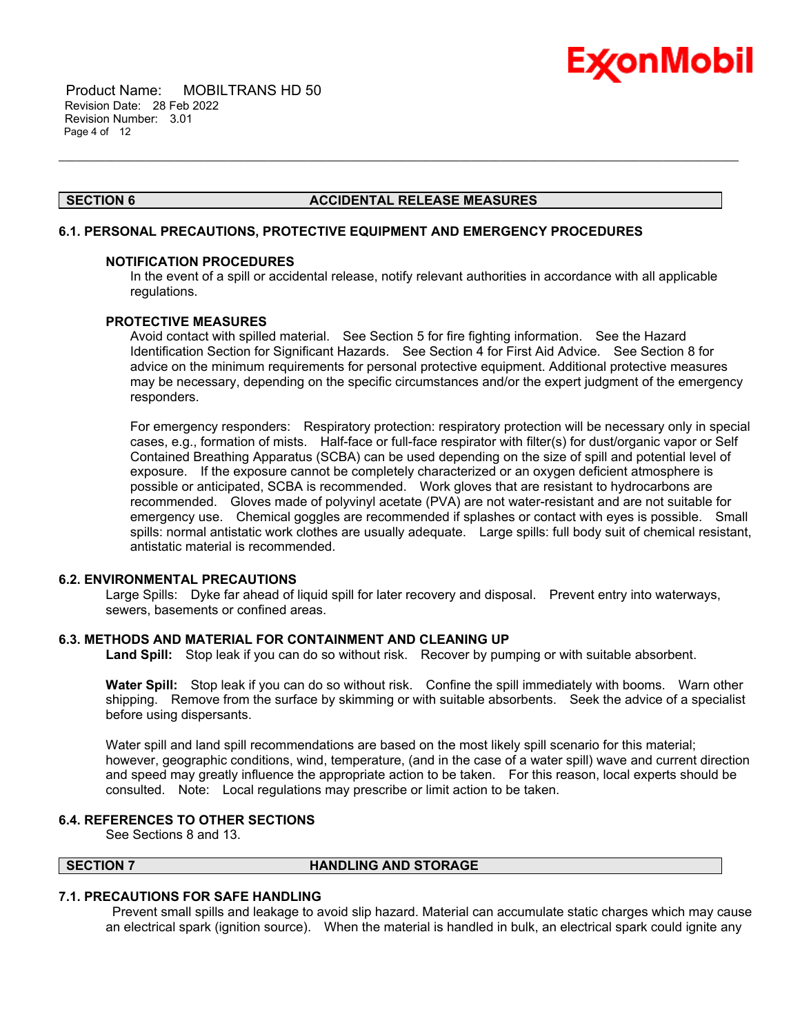## SECTION 6 ACCIDENTAL RELEASE MEASURES

### 6.1. PERSONAL PRECAUTIONS, PROTECTIVE EQUIPMENT AND EMERGENCY PROCEDURES

**NOTIFICATION PROCEDURES**

In the event of a spill or accidental release, notify relevant authorities in accordance with all applicable regulations.

**PROTECTIVE MEASURES**

Avoid contact with spilled material. See Section 5 for fire fighting information. See the Hazard Identification Section for Significant Hazards. See Section 4 for First Aid Advice. See Section 8 for advice on the minimum requirements for personal protective equipment. Additional protective measures may be necessary, depending on the specific circumstances and/or the expert judgment of the emergency responders.

For emergency responders: Respiratory protection: respiratory protection will be necessary only in special cases, e.g., formation of mists. Half-face or full-face respirator with filter(s) for dust/organic vapor or Self Contained Breathing Apparatus (SCBA) can be used depending on the size of spill and potential level of exposure. If the exposure cannot be completely characterized or an oxygen deficient atmosphere is possible or anticipated, SCBA is recommended. Work gloves that are resistant to hydrocarbons are recommended. Gloves made of polyvinyl acetate (PVA) are not water-resistant and are not suitable for emergency use. Chemical goggles are recommended if splashes or contact with eyes is possible. Small spills: normal antistatic work clothes are usually adequate. Large spills: full body suit of chemical resistant, antistatic material is recommended.

### 6.2. ENVIRONMENTAL PRECAUTIONS

Large Spills: Dyke far ahead of liquid spill for later recovery and disposal. Prevent entry into waterways, sewers, basements or confined areas.

### 6.3. METHODS AND MATERIAL FOR CONTAINMENT AND CLEANING UP

**Land Spill:** Stop leak if you can do so without risk. Recover by pumping or with suitable absorbent.

**Water Spill:** Stop leak if you can do so without risk. Confine the spill immediately with booms. Warn other shipping. Remove from the surface by skimming or with suitable absorbents. Seek the advice of a specialist before using dispersants.

Water spill and land spill recommendations are based on the most likely spill scenario for this material; however, geographic conditions, wind, temperature, (and in the case of a water spill) wave and current direction and speed may greatly influence the appropriate action to be taken. For this reason, local experts should be consulted. Note: Local regulations may prescribe or limit action to be taken.

### 6.4. REFERENCES TO OTHER SECTIONS

See Sections 8 and 13.

## SECTION 7 HANDLING AND STORAGE

### 7.1. PRECAUTIONS FOR SAFE HANDLING

Prevent small spills and leakage to avoid slip hazard. Material can accumulate static charges which may cause an electrical spark (ignition source). When the material is handled in bulk, an electrical spark could ignite any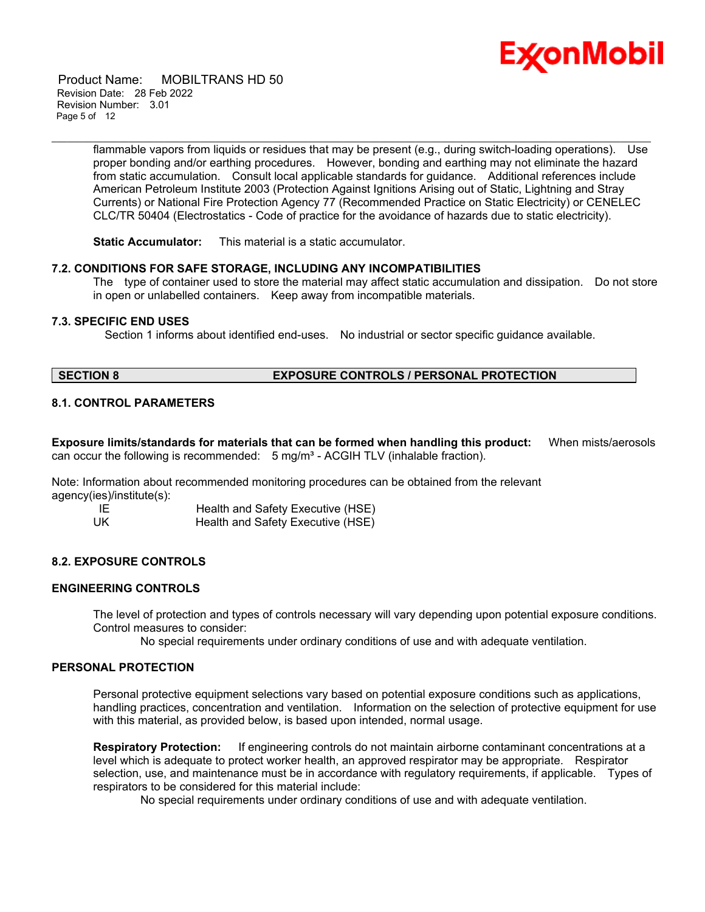flammable vapors from liquids or residues that may be present (e.g., during switch-loading operations). Use proper bonding and/or earthing procedures. However, bonding and earthing may not eliminate the hazard from static accumulation. Consult local applicable standards for guidance. Additional references include American Petroleum Institute 2003 (Protection Against Ignitions Arising out of Static, Lightning and Stray Currents) or National Fire Protection Agency 77 (Recommended Practice on Static Electricity) or CENELEC CLC/TR 50404 (Electrostatics - Code of practice for the avoidance of hazards due to static electricity).

**Static Accumulator:** This material is a static accumulator.

### 7.2. CONDITIONS FOR SAFE STORAGE, INCLUDING ANY INCOMPATIBILITIES

The type of container used to store the material may affect static accumulation and dissipation. Do not store in open or unlabelled containers. Keep away from incompatible materials.

### 7.3. SPECIFIC END USES

Section 1 informs about identified end-uses. No industrial or sector specific guidance available.

## SECTION 8 EXPOSURE CONTROLS / PERSONAL PROTECTION

### 8.1. CONTROL PARAMETERS

**Exposure limits/standards for materials that can be formed when handling this product:** When mists/aerosols can occur the following is recommended: 5 mg/m³ - ACGIH TLV (inhalable fraction).

Note: Information about recommended monitoring procedures can be obtained from the relevant agency(ies)/institute(s):

| | |
|---|---|
| IE | Health and Safety Executive (HSE) |
| UK | Health and Safety Executive (HSE) |

### 8.2. EXPOSURE CONTROLS

### ENGINEERING CONTROLS

The level of protection and types of controls necessary will vary depending upon potential exposure conditions. Control measures to consider:

No special requirements under ordinary conditions of use and with adequate ventilation.

### PERSONAL PROTECTION

Personal protective equipment selections vary based on potential exposure conditions such as applications, handling practices, concentration and ventilation. Information on the selection of protective equipment for use with this material, as provided below, is based upon intended, normal usage.

**Respiratory Protection:** If engineering controls do not maintain airborne contaminant concentrations at a level which is adequate to protect worker health, an approved respirator may be appropriate. Respirator selection, use, and maintenance must be in accordance with regulatory requirements, if applicable. Types of respirators to be considered for this material include:

No special requirements under ordinary conditions of use and with adequate ventilation.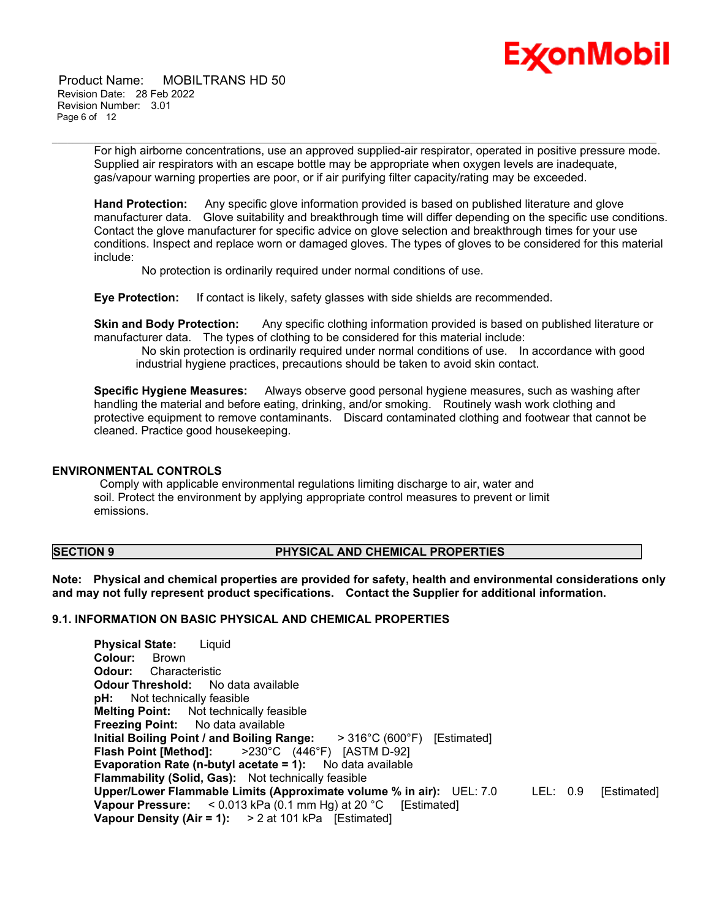For high airborne concentrations, use an approved supplied-air respirator, operated in positive pressure mode. Supplied air respirators with an escape bottle may be appropriate when oxygen levels are inadequate, gas/vapour warning properties are poor, or if air purifying filter capacity/rating may be exceeded.

**Hand Protection:** Any specific glove information provided is based on published literature and glove manufacturer data. Glove suitability and breakthrough time will differ depending on the specific use conditions. Contact the glove manufacturer for specific advice on glove selection and breakthrough times for your use conditions. Inspect and replace worn or damaged gloves. The types of gloves to be considered for this material include:

No protection is ordinarily required under normal conditions of use.

**Eye Protection:** If contact is likely, safety glasses with side shields are recommended.

**Skin and Body Protection:** Any specific clothing information provided is based on published literature or manufacturer data. The types of clothing to be considered for this material include:

No skin protection is ordinarily required under normal conditions of use. In accordance with good industrial hygiene practices, precautions should be taken to avoid skin contact.

**Specific Hygiene Measures:** Always observe good personal hygiene measures, such as washing after handling the material and before eating, drinking, and/or smoking. Routinely wash work clothing and protective equipment to remove contaminants. Discard contaminated clothing and footwear that cannot be cleaned. Practice good housekeeping.

### ENVIRONMENTAL CONTROLS

Comply with applicable environmental regulations limiting discharge to air, water and soil. Protect the environment by applying appropriate control measures to prevent or limit emissions.

## SECTION 9 PHYSICAL AND CHEMICAL PROPERTIES

**Note: Physical and chemical properties are provided for safety, health and environmental considerations only and may not fully represent product specifications. Contact the Supplier for additional information.**

### 9.1. INFORMATION ON BASIC PHYSICAL AND CHEMICAL PROPERTIES

**Physical State:** Liquid
**Colour:** Brown
**Odour:** Characteristic
**Odour Threshold:** No data available
**pH:** Not technically feasible
**Melting Point:** Not technically feasible
**Freezing Point:** No data available
**Initial Boiling Point / and Boiling Range:** > 316°C (600°F) [Estimated]
**Flash Point [Method]:** >230°C (446°F) [ASTM D-92]
**Evaporation Rate (n-butyl acetate = 1):** No data available
**Flammability (Solid, Gas):** Not technically feasible
**Upper/Lower Flammable Limits (Approximate volume % in air):** UEL: 7.0 LEL: 0.9 [Estimated]
**Vapour Pressure:** < 0.013 kPa (0.1 mm Hg) at 20 °C [Estimated]
**Vapour Density (Air = 1):** > 2 at 101 kPa [Estimated]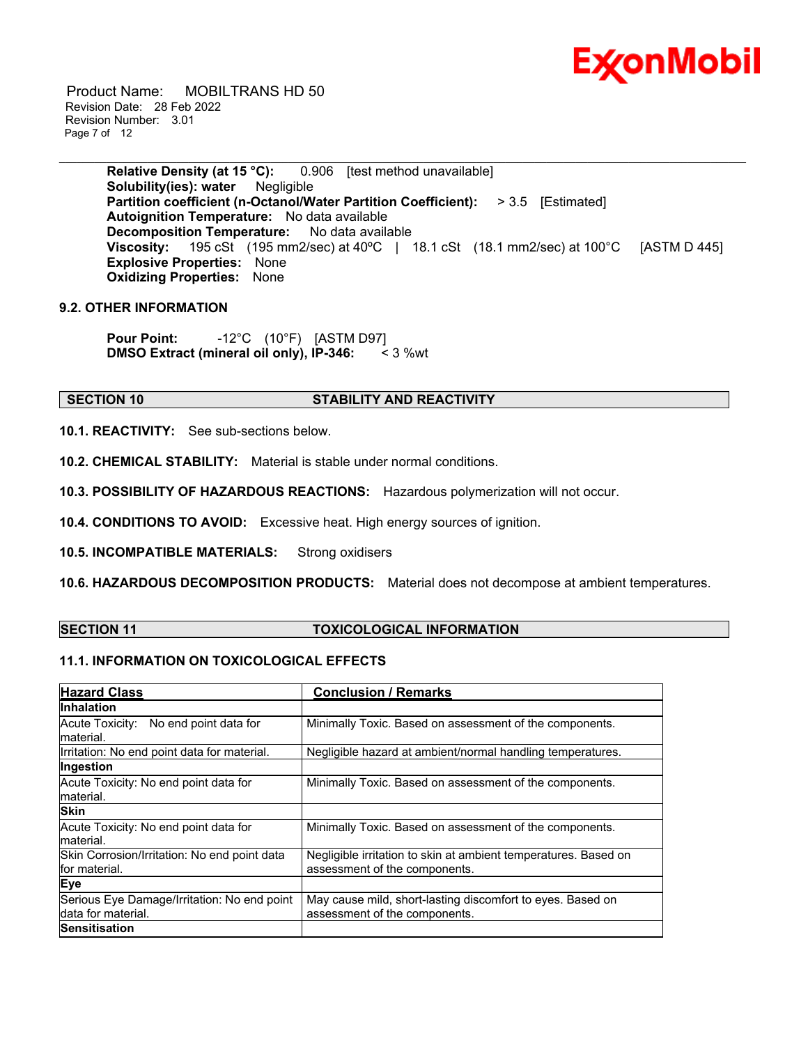**Relative Density (at 15 °C):** 0.906 [test method unavailable]
**Solubility(ies): water** Negligible
**Partition coefficient (n-Octanol/Water Partition Coefficient):** > 3.5 [Estimated]
**Autoignition Temperature:** No data available
**Decomposition Temperature:** No data available
**Viscosity:** 195 cSt (195 mm2/sec) at 40ºC | 18.1 cSt (18.1 mm2/sec) at 100°C [ASTM D 445]
**Explosive Properties:** None
**Oxidizing Properties:** None

### 9.2. OTHER INFORMATION

**Pour Point:** -12°C (10°F) [ASTM D97]
**DMSO Extract (mineral oil only), IP-346:** < 3 %wt

## SECTION 10 STABILITY AND REACTIVITY

**10.1. REACTIVITY:** See sub-sections below.

**10.2. CHEMICAL STABILITY:** Material is stable under normal conditions.

**10.3. POSSIBILITY OF HAZARDOUS REACTIONS:** Hazardous polymerization will not occur.

**10.4. CONDITIONS TO AVOID:** Excessive heat. High energy sources of ignition.

**10.5. INCOMPATIBLE MATERIALS:** Strong oxidisers

**10.6. HAZARDOUS DECOMPOSITION PRODUCTS:** Material does not decompose at ambient temperatures.

## SECTION 11 TOXICOLOGICAL INFORMATION

### 11.1. INFORMATION ON TOXICOLOGICAL EFFECTS

| Hazard Class | Conclusion / Remarks |
|---|---|
| **Inhalation** | |
| Acute Toxicity: No end point data for material. | Minimally Toxic. Based on assessment of the components. |
| Irritation: No end point data for material. | Negligible hazard at ambient/normal handling temperatures. |
| **Ingestion** | |
| Acute Toxicity: No end point data for material. | Minimally Toxic. Based on assessment of the components. |
| **Skin** | |
| Acute Toxicity: No end point data for material. | Minimally Toxic. Based on assessment of the components. |
| Skin Corrosion/Irritation: No end point data for material. | Negligible irritation to skin at ambient temperatures. Based on assessment of the components. |
| **Eye** | |
| Serious Eye Damage/Irritation: No end point data for material. | May cause mild, short-lasting discomfort to eyes. Based on assessment of the components. |
| **Sensitisation** | |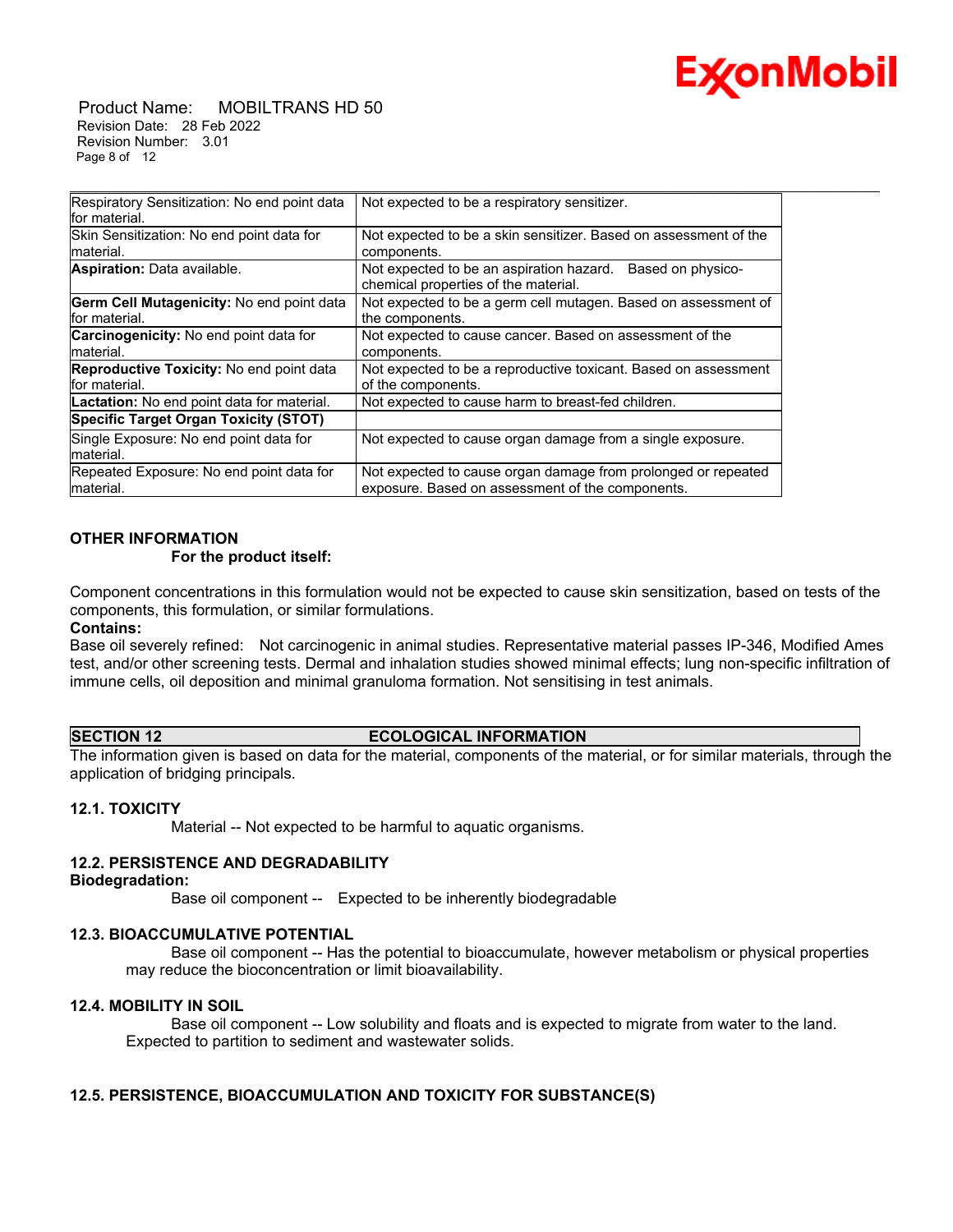| | |
|---|---|
| Respiratory Sensitization: No end point data for material. | Not expected to be a respiratory sensitizer. |
| Skin Sensitization: No end point data for material. | Not expected to be a skin sensitizer. Based on assessment of the components. |
| **Aspiration:** Data available. | Not expected to be an aspiration hazard. Based on physico-chemical properties of the material. |
| **Germ Cell Mutagenicity:** No end point data for material. | Not expected to be a germ cell mutagen. Based on assessment of the components. |
| **Carcinogenicity:** No end point data for material. | Not expected to cause cancer. Based on assessment of the components. |
| **Reproductive Toxicity:** No end point data for material. | Not expected to be a reproductive toxicant. Based on assessment of the components. |
| **Lactation:** No end point data for material. | Not expected to cause harm to breast-fed children. |
| **Specific Target Organ Toxicity (STOT)** | |
| Single Exposure: No end point data for material. | Not expected to cause organ damage from a single exposure. |
| Repeated Exposure: No end point data for material. | Not expected to cause organ damage from prolonged or repeated exposure. Based on assessment of the components. |

**OTHER INFORMATION**

**For the product itself:**

Component concentrations in this formulation would not be expected to cause skin sensitization, based on tests of the components, this formulation, or similar formulations.

**Contains:**

Base oil severely refined: Not carcinogenic in animal studies. Representative material passes IP-346, Modified Ames test, and/or other screening tests. Dermal and inhalation studies showed minimal effects; lung non-specific infiltration of immune cells, oil deposition and minimal granuloma formation. Not sensitising in test animals.

## SECTION 12 ECOLOGICAL INFORMATION

The information given is based on data for the material, components of the material, or for similar materials, through the application of bridging principals.

### 12.1. TOXICITY

Material -- Not expected to be harmful to aquatic organisms.

### 12.2. PERSISTENCE AND DEGRADABILITY

**Biodegradation:**

Base oil component -- Expected to be inherently biodegradable

### 12.3. BIOACCUMULATIVE POTENTIAL

Base oil component -- Has the potential to bioaccumulate, however metabolism or physical properties may reduce the bioconcentration or limit bioavailability.

### 12.4. MOBILITY IN SOIL

Base oil component -- Low solubility and floats and is expected to migrate from water to the land. Expected to partition to sediment and wastewater solids.

### 12.5. PERSISTENCE, BIOACCUMULATION AND TOXICITY FOR SUBSTANCE(S)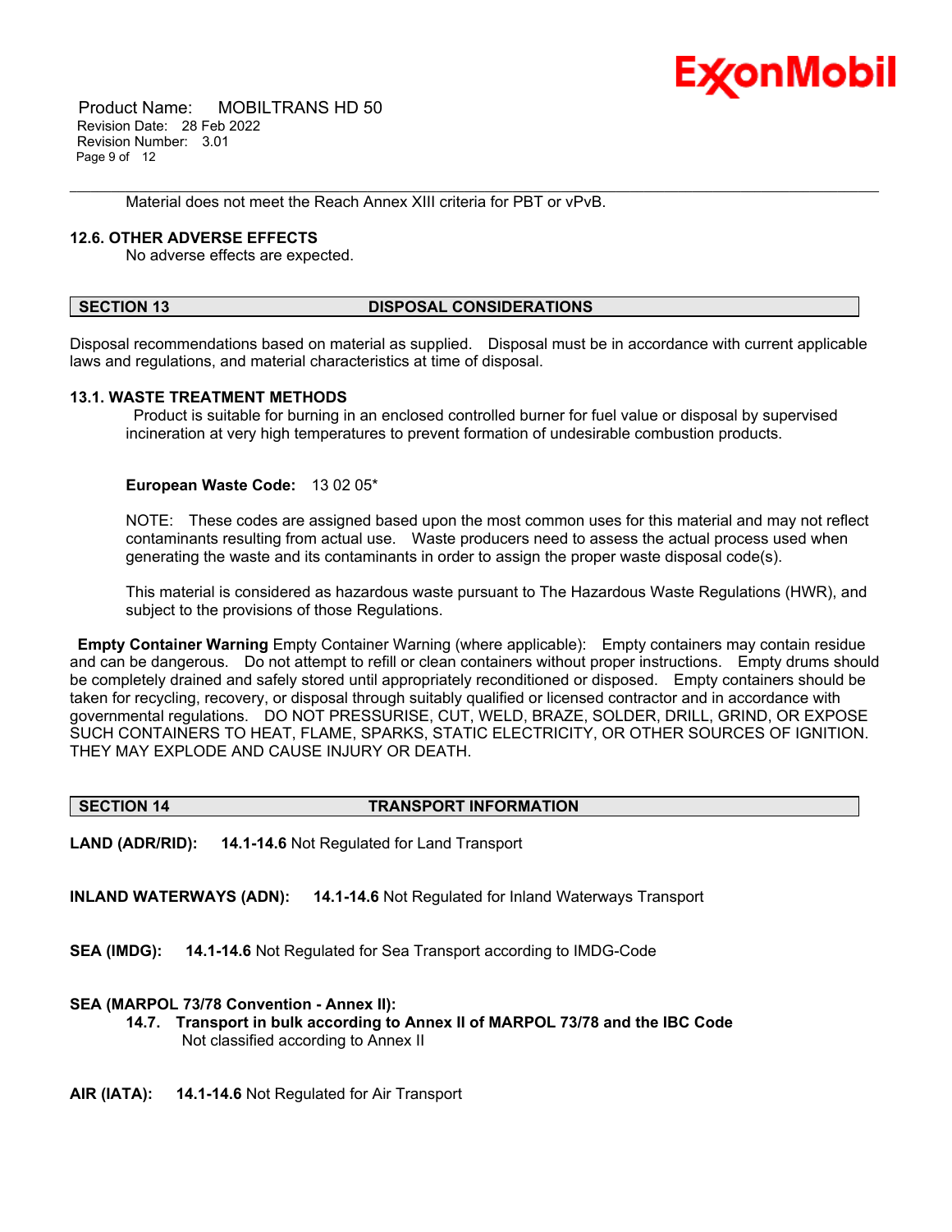Material does not meet the Reach Annex XIII criteria for PBT or vPvB.

### 12.6. OTHER ADVERSE EFFECTS

No adverse effects are expected.

## SECTION 13 DISPOSAL CONSIDERATIONS

Disposal recommendations based on material as supplied. Disposal must be in accordance with current applicable laws and regulations, and material characteristics at time of disposal.

### 13.1. WASTE TREATMENT METHODS

Product is suitable for burning in an enclosed controlled burner for fuel value or disposal by supervised incineration at very high temperatures to prevent formation of undesirable combustion products.

**European Waste Code:** 13 02 05*

NOTE: These codes are assigned based upon the most common uses for this material and may not reflect contaminants resulting from actual use. Waste producers need to assess the actual process used when generating the waste and its contaminants in order to assign the proper waste disposal code(s).

This material is considered as hazardous waste pursuant to The Hazardous Waste Regulations (HWR), and subject to the provisions of those Regulations.

**Empty Container Warning** Empty Container Warning (where applicable): Empty containers may contain residue and can be dangerous. Do not attempt to refill or clean containers without proper instructions. Empty drums should be completely drained and safely stored until appropriately reconditioned or disposed. Empty containers should be taken for recycling, recovery, or disposal through suitably qualified or licensed contractor and in accordance with governmental regulations. DO NOT PRESSURISE, CUT, WELD, BRAZE, SOLDER, DRILL, GRIND, OR EXPOSE SUCH CONTAINERS TO HEAT, FLAME, SPARKS, STATIC ELECTRICITY, OR OTHER SOURCES OF IGNITION. THEY MAY EXPLODE AND CAUSE INJURY OR DEATH.

## SECTION 14 TRANSPORT INFORMATION

**LAND (ADR/RID):** **14.1-14.6** Not Regulated for Land Transport

**INLAND WATERWAYS (ADN):** **14.1-14.6** Not Regulated for Inland Waterways Transport

**SEA (IMDG):** **14.1-14.6** Not Regulated for Sea Transport according to IMDG-Code

**SEA (MARPOL 73/78 Convention - Annex II):**

**14.7. Transport in bulk according to Annex II of MARPOL 73/78 and the IBC Code**
Not classified according to Annex II

**AIR (IATA):** **14.1-14.6** Not Regulated for Air Transport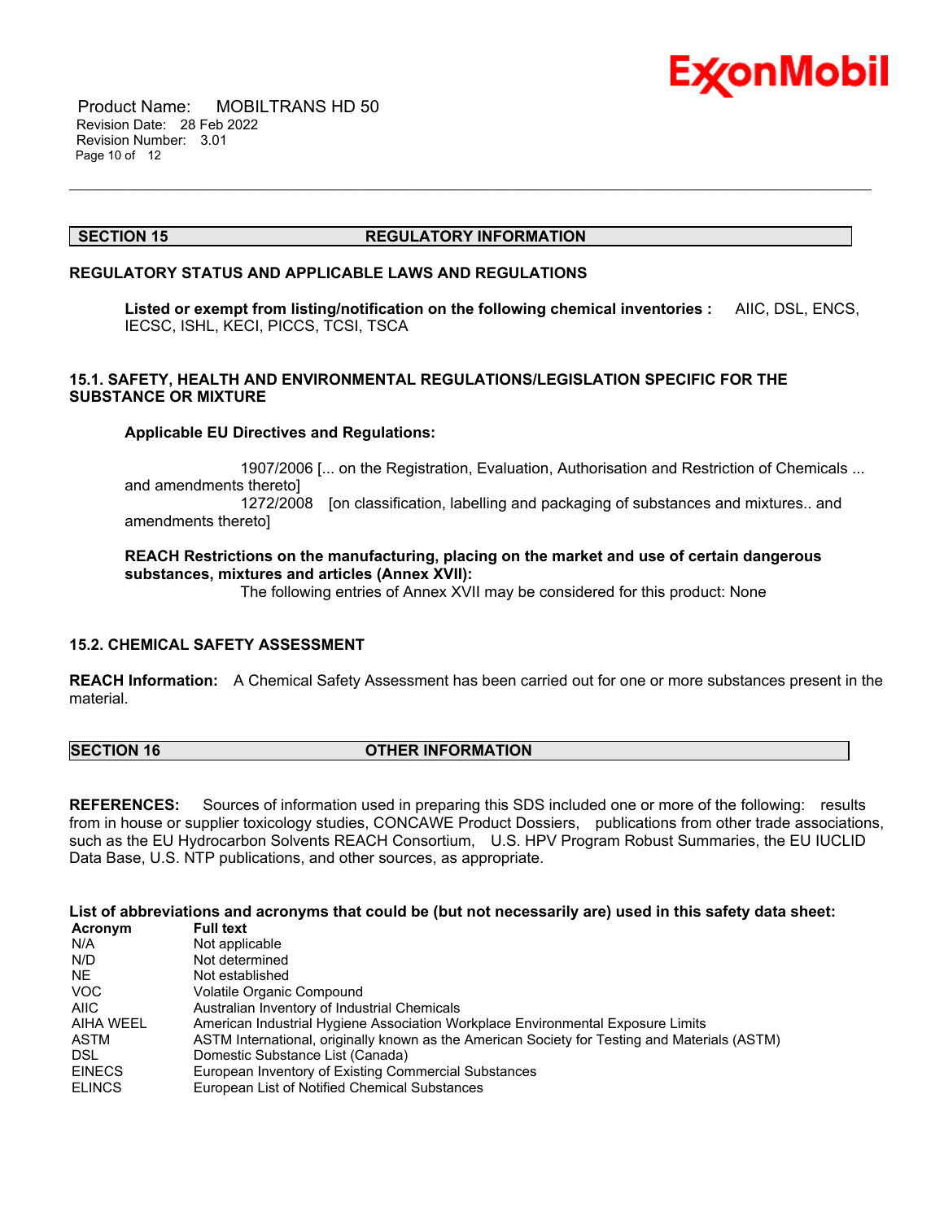## SECTION 15 REGULATORY INFORMATION

### REGULATORY STATUS AND APPLICABLE LAWS AND REGULATIONS

**Listed or exempt from listing/notification on the following chemical inventories :** AIIC, DSL, ENCS, IECSC, ISHL, KECI, PICCS, TCSI, TSCA

### 15.1. SAFETY, HEALTH AND ENVIRONMENTAL REGULATIONS/LEGISLATION SPECIFIC FOR THE SUBSTANCE OR MIXTURE

**Applicable EU Directives and Regulations:**

1907/2006 [... on the Registration, Evaluation, Authorisation and Restriction of Chemicals ... and amendments thereto]
1272/2008 [on classification, labelling and packaging of substances and mixtures.. and amendments thereto]

**REACH Restrictions on the manufacturing, placing on the market and use of certain dangerous substances, mixtures and articles (Annex XVII):**
The following entries of Annex XVII may be considered for this product: None

### 15.2. CHEMICAL SAFETY ASSESSMENT

**REACH Information:** A Chemical Safety Assessment has been carried out for one or more substances present in the material.

## SECTION 16 OTHER INFORMATION

**REFERENCES:** Sources of information used in preparing this SDS included one or more of the following: results from in house or supplier toxicology studies, CONCAWE Product Dossiers, publications from other trade associations, such as the EU Hydrocarbon Solvents REACH Consortium, U.S. HPV Program Robust Summaries, the EU IUCLID Data Base, U.S. NTP publications, and other sources, as appropriate.

**List of abbreviations and acronyms that could be (but not necessarily are) used in this safety data sheet:**

| Acronym | Full text |
|---|---|
| N/A | Not applicable |
| N/D | Not determined |
| NE | Not established |
| VOC | Volatile Organic Compound |
| AIIC | Australian Inventory of Industrial Chemicals |
| AIHA WEEL | American Industrial Hygiene Association Workplace Environmental Exposure Limits |
| ASTM | ASTM International, originally known as the American Society for Testing and Materials (ASTM) |
| DSL | Domestic Substance List (Canada) |
| EINECS | European Inventory of Existing Commercial Substances |
| ELINCS | European List of Notified Chemical Substances |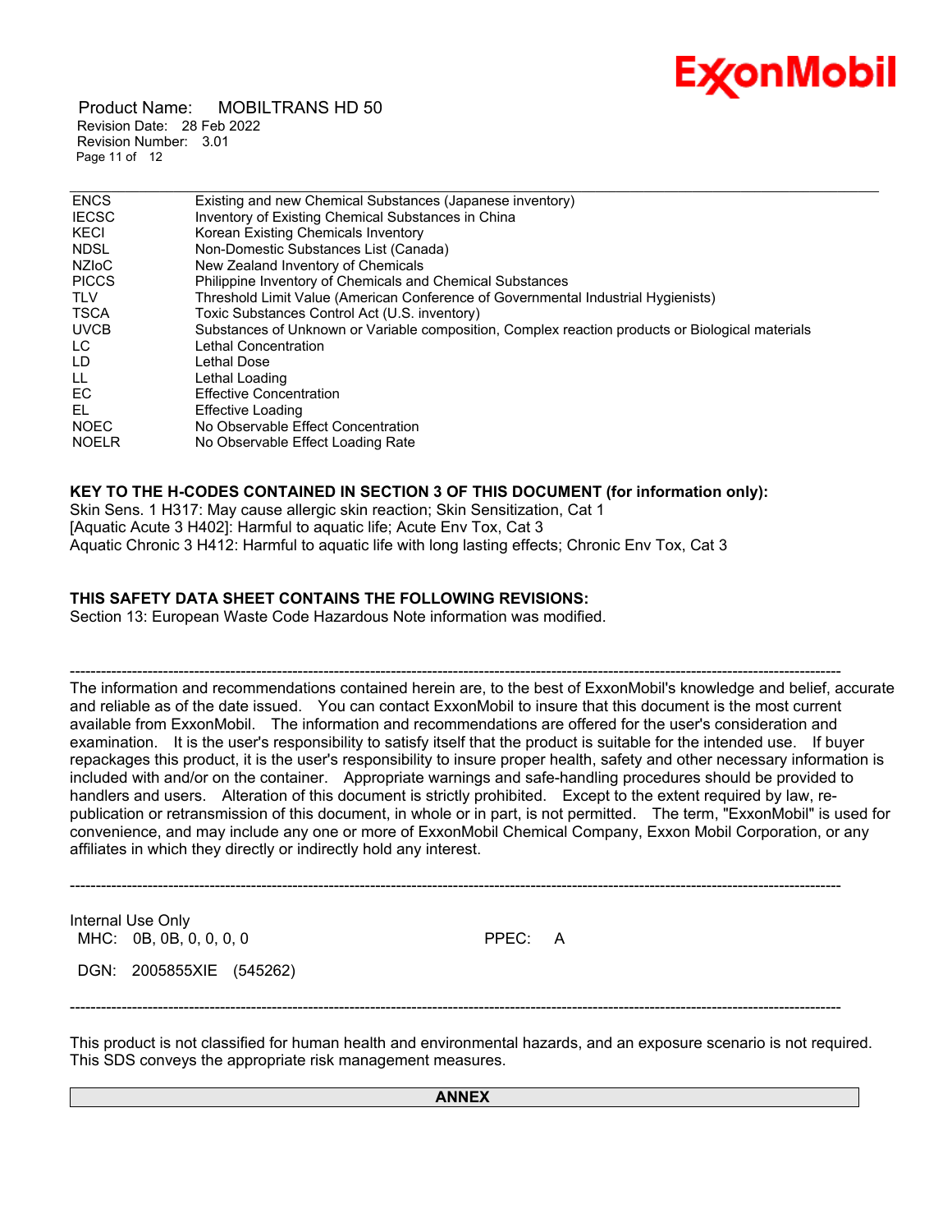| | |
|---|---|
| ENCS | Existing and new Chemical Substances (Japanese inventory) |
| IECSC | Inventory of Existing Chemical Substances in China |
| KECI | Korean Existing Chemicals Inventory |
| NDSL | Non-Domestic Substances List (Canada) |
| NZIoC | New Zealand Inventory of Chemicals |
| PICCS | Philippine Inventory of Chemicals and Chemical Substances |
| TLV | Threshold Limit Value (American Conference of Governmental Industrial Hygienists) |
| TSCA | Toxic Substances Control Act (U.S. inventory) |
| UVCB | Substances of Unknown or Variable composition, Complex reaction products or Biological materials |
| LC | Lethal Concentration |
| LD | Lethal Dose |
| LL | Lethal Loading |
| EC | Effective Concentration |
| EL | Effective Loading |
| NOEC | No Observable Effect Concentration |
| NOELR | No Observable Effect Loading Rate |

**KEY TO THE H-CODES CONTAINED IN SECTION 3 OF THIS DOCUMENT (for information only):**

Skin Sens. 1 H317: May cause allergic skin reaction; Skin Sensitization, Cat 1
[Aquatic Acute 3 H402]: Harmful to aquatic life; Acute Env Tox, Cat 3
Aquatic Chronic 3 H412: Harmful to aquatic life with long lasting effects; Chronic Env Tox, Cat 3

**THIS SAFETY DATA SHEET CONTAINS THE FOLLOWING REVISIONS:**

Section 13: European Waste Code Hazardous Note information was modified.

---

The information and recommendations contained herein are, to the best of ExxonMobil's knowledge and belief, accurate and reliable as of the date issued. You can contact ExxonMobil to insure that this document is the most current available from ExxonMobil. The information and recommendations are offered for the user's consideration and examination. It is the user's responsibility to satisfy itself that the product is suitable for the intended use. If buyer repackages this product, it is the user's responsibility to insure proper health, safety and other necessary information is included with and/or on the container. Appropriate warnings and safe-handling procedures should be provided to handlers and users. Alteration of this document is strictly prohibited. Except to the extent required by law, re-publication or retransmission of this document, in whole or in part, is not permitted. The term, "ExxonMobil" is used for convenience, and may include any one or more of ExxonMobil Chemical Company, Exxon Mobil Corporation, or any affiliates in which they directly or indirectly hold any interest.

---

Internal Use Only
MHC: 0B, 0B, 0, 0, 0, 0 PPEC: A

DGN: 2005855XIE (545262)

---

This product is not classified for human health and environmental hazards, and an exposure scenario is not required. This SDS conveys the appropriate risk management measures.

**ANNEX**